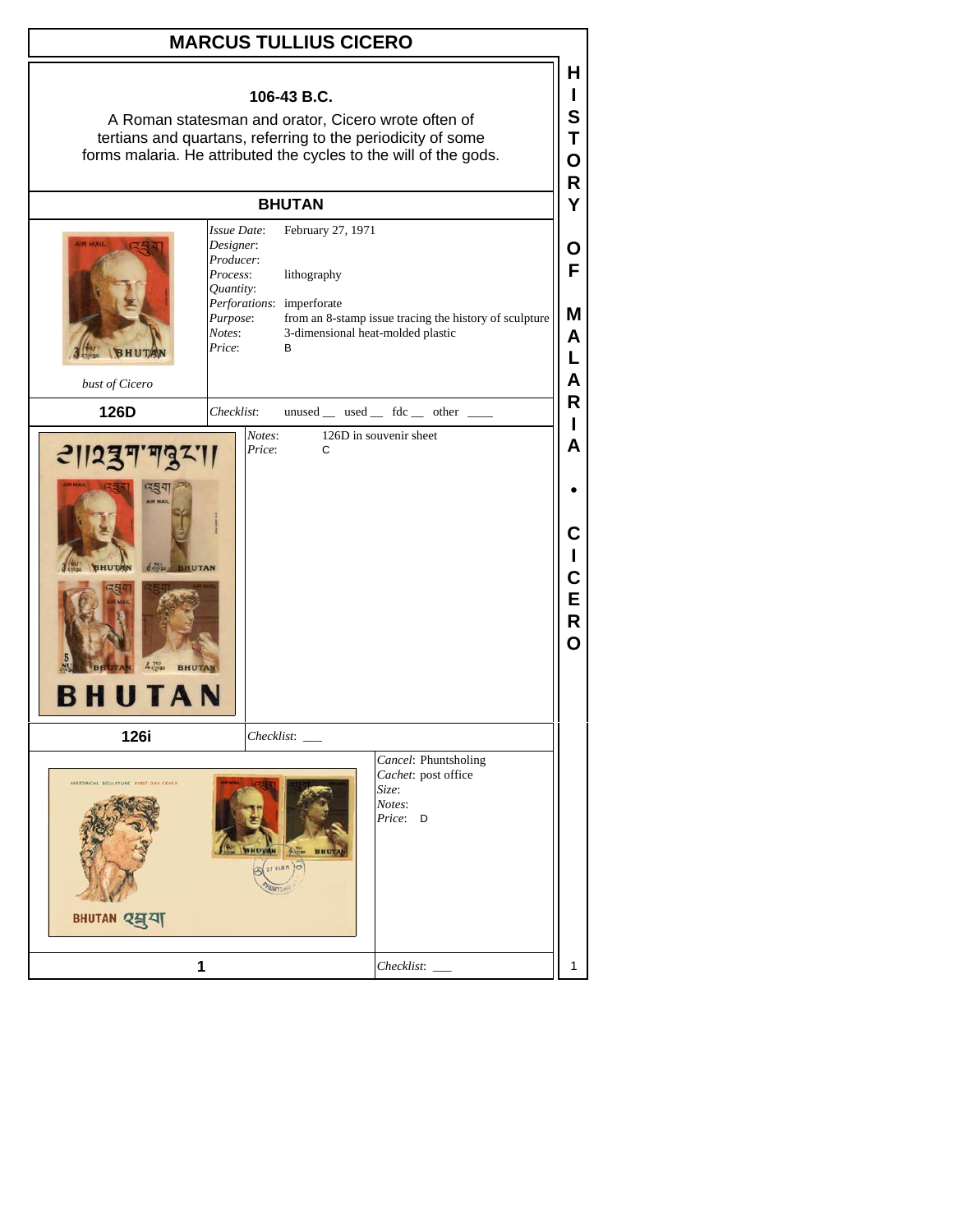# MARCUS TULLIUS CICERO

**106-43 B.C.**

A Roman statesman and orator, Cicero wrote often of tertians and quartans, referring to the periodicity of some forms malaria. He attributed the cycles to the will of the gods.

## BHUTAN

*bust of Cicero*

*Issue Date*: February 27, 1971
*Designer*:
*Producer*:
*Process*: lithography
*Quantity*:
*Perforations*: imperforate
*Purpose*: from an 8-stamp issue tracing the history of sculpture
*Notes*: 3-dimensional heat-molded plastic
*Price*: B

**126D**

*Checklist*: unused __ used __ fdc __ other ____

*Notes*: 126D in souvenir sheet
*Price*: C

**126i**

*Checklist*: ___

*Cancel*: Phuntsholing
*Cachet*: post office
*Size*:
*Notes*:
*Price*: D

**1**

*Checklist*: ___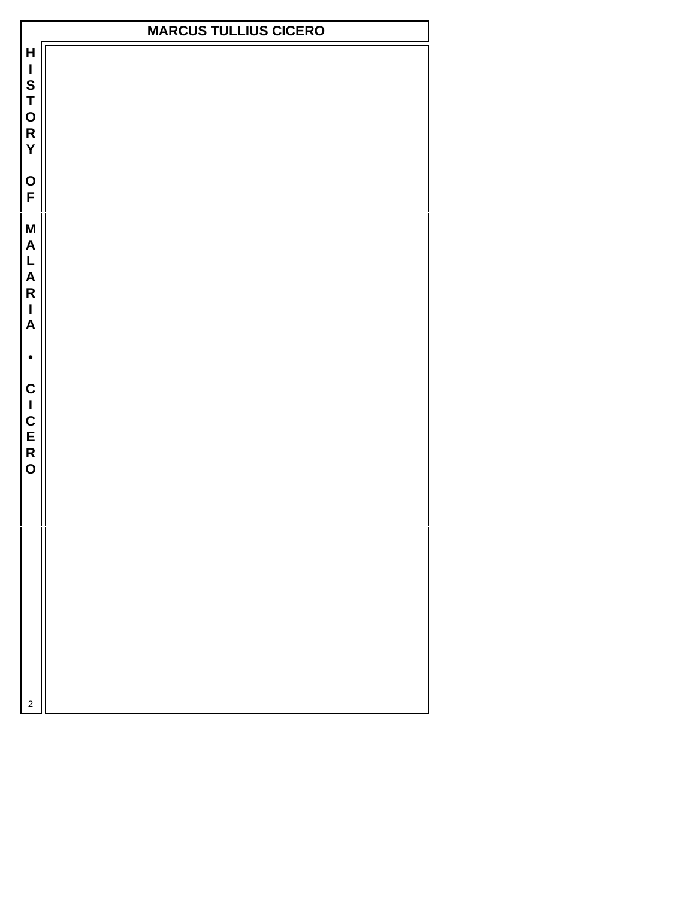# MARCUS TULLIUS CICERO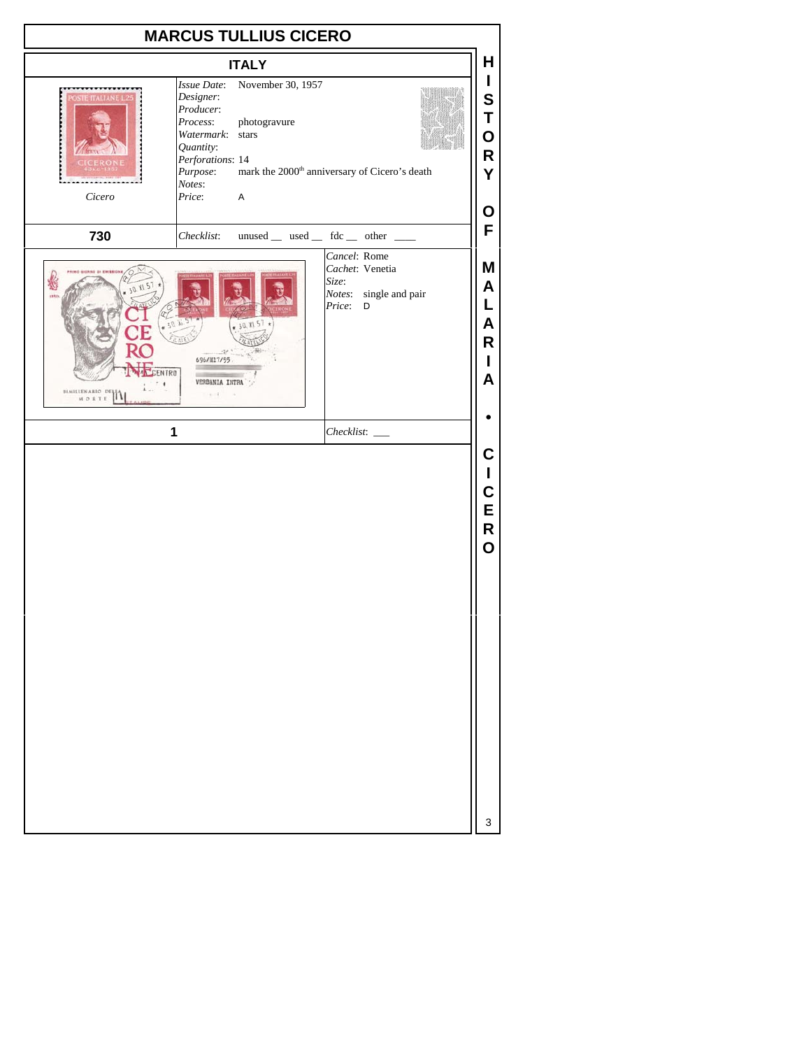# MARCUS TULLIUS CICERO

## ITALY

*Cicero*

*Issue Date*: November 30, 1957
*Designer*:
*Producer*:
*Process*: photogravure
*Watermark*: stars
*Quantity*:
*Perforations*: 14
*Purpose*: mark the 2000th anniversary of Cicero's death
*Notes*:
*Price*: A

**730**

*Checklist*: unused __ used __ fdc __ other ____

*Cancel*: Rome
*Cachet*: Venetia
*Size*:
*Notes*: single and pair
*Price*: D

**1**

*Checklist*: ___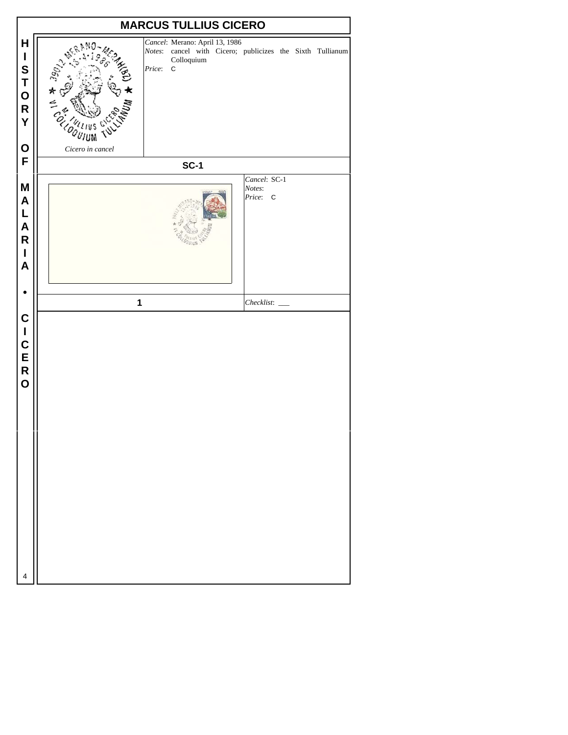# MARCUS TULLIUS CICERO

Cicero in cancel

*Cancel*: Merano: April 13, 1986
*Notes*: cancel with Cicero; publicizes the Sixth Tullianum Colloquium
*Price*: C

**SC-1**

*Cancel*: SC-1
*Notes*:
*Price*: C

**1**

*Checklist*: ___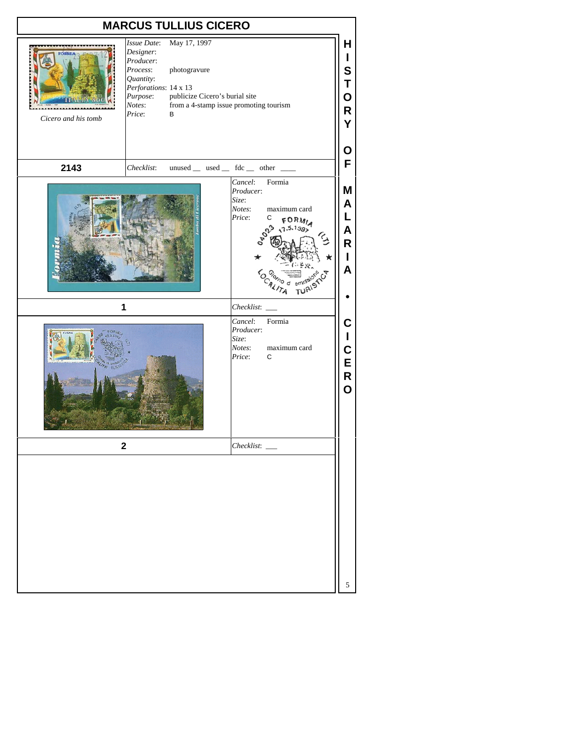# MARCUS TULLIUS CICERO

*Cicero and his tomb*

*Issue Date*: May 17, 1997
*Designer*:
*Producer*:
*Process*: photogravure
*Quantity*:
*Perforations*: 14 x 13
*Purpose*: publicize Cicero's burial site
*Notes*: from a 4-stamp issue promoting tourism
*Price*: B

**2143**

*Checklist*: unused __ used __ fdc __ other ____

*Cancel*: Formia
*Producer*:
*Size*:
*Notes*: maximum card
*Price*: C

**1**

*Checklist*: ___

*Cancel*: Formia
*Producer*:
*Size*:
*Notes*: maximum card
*Price*: C

**2**

*Checklist*: ___

**HISTORY OF MALARIA • CICERO**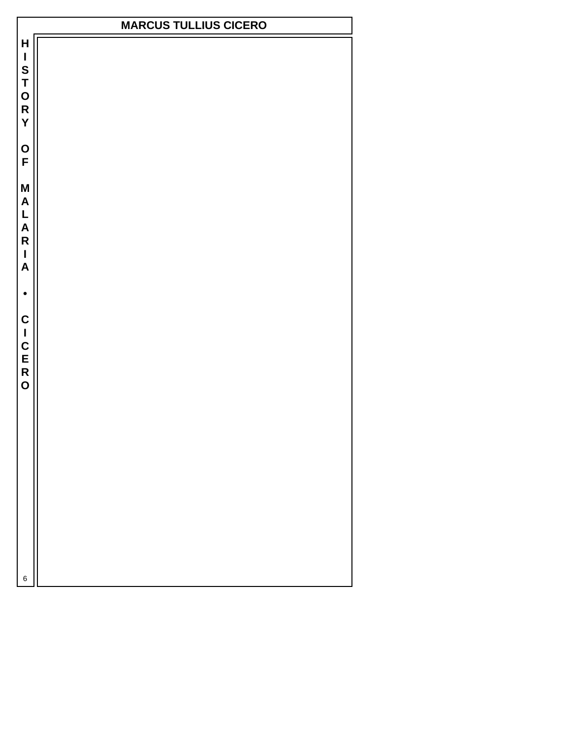## MARCUS TULLIUS CICERO